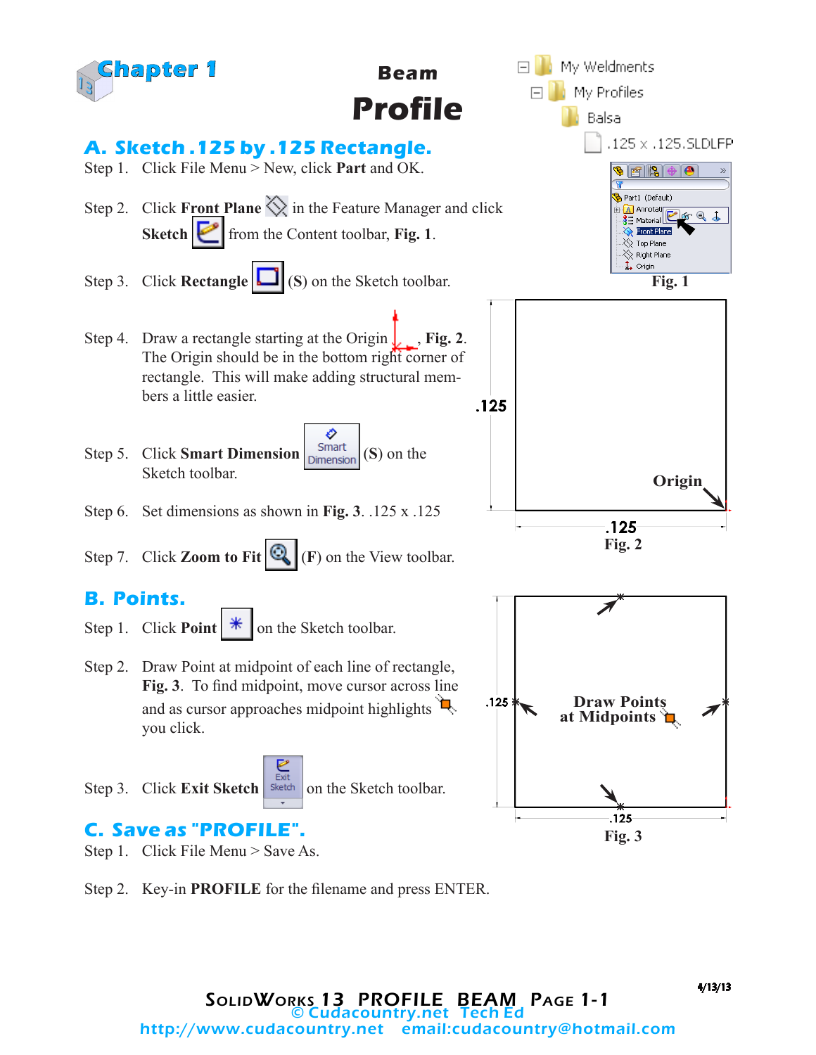# Chapter 1

# Beam Profile

My Weldments
My Profiles
Balsa
.125 x .125.SLDLFP

## A. Sketch .125 by .125 Rectangle.

Step 1. Click File Menu > New, click **Part** and OK.

Step 2. Click **Front Plane** in the Feature Manager and click **Sketch** from the Content toolbar, **Fig. 1**.

Step 3. Click **Rectangle** (**S**) on the Sketch toolbar.

Step 4. Draw a rectangle starting at the Origin, **Fig. 2**. The Origin should be in the bottom right corner of rectangle. This will make adding structural members a little easier.

Step 5. Click **Smart Dimension** (**S**) on the Sketch toolbar.

Step 6. Set dimensions as shown in **Fig. 3**. .125 x .125

Step 7. Click **Zoom to Fit** (**F**) on the View toolbar.

Fig. 1

.125
Origin
.125
Fig. 2

## B. Points.

Step 1. Click **Point** on the Sketch toolbar.

Step 2. Draw Point at midpoint of each line of rectangle, **Fig. 3**. To find midpoint, move cursor across line and as cursor approaches midpoint highlights you click.

Step 3. Click **Exit Sketch** on the Sketch toolbar.

.125
**Draw Points at Midpoints**
.125
Fig. 3

## C. Save as "PROFILE".

Step 1. Click File Menu > Save As.

Step 2. Key-in **PROFILE** for the filename and press ENTER.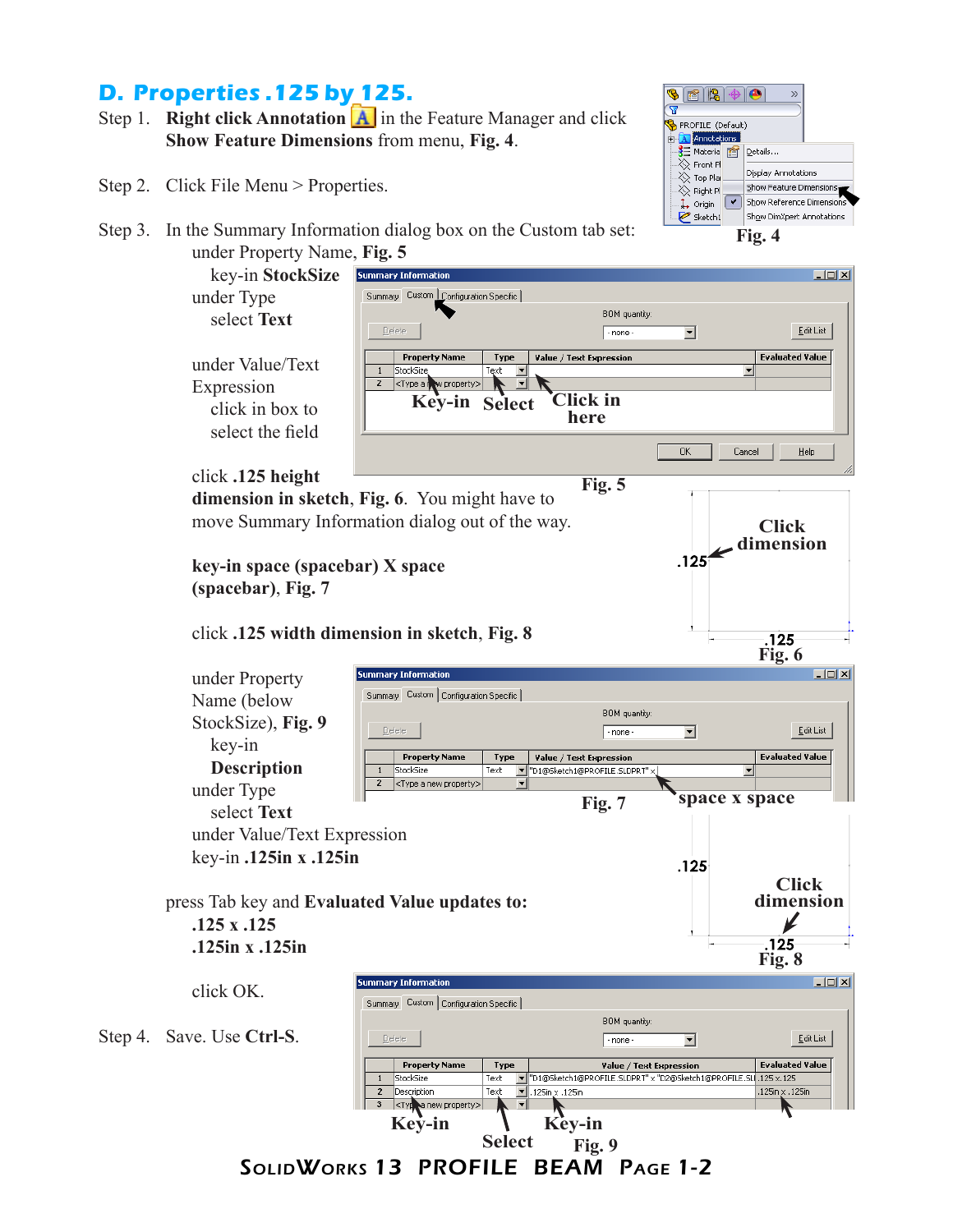## D. Properties .125 by 125.

Step 1. **Right click Annotation** in the Feature Manager and click **Show Feature Dimensions** from menu, **Fig. 4**.

**Fig. 4**

Step 2. Click File Menu > Properties.

Step 3. In the Summary Information dialog box on the Custom tab set:

under Property Name, **Fig. 5**

key-in **StockSize**

under Type

select **Text**

under Value/Text Expression

click in box to select the field

**Fig. 5**

click **.125 height dimension in sketch**, **Fig. 6**. You might have to move Summary Information dialog out of the way.

**Fig. 6**

**key-in space (spacebar) X space (spacebar)**, **Fig. 7**

**Fig. 7**

click **.125 width dimension in sketch**, **Fig. 8**

**Fig. 8**

under Property Name (below StockSize), **Fig. 9**

key-in **Description**

under Type

select **Text**

under Value/Text Expression

key-in **.125in x .125in**

press Tab key and **Evaluated Value updates to:**

**.125 x .125**

**.125in x .125in**

click OK.

**Fig. 9**

Step 4. Save. Use **Ctrl-S**.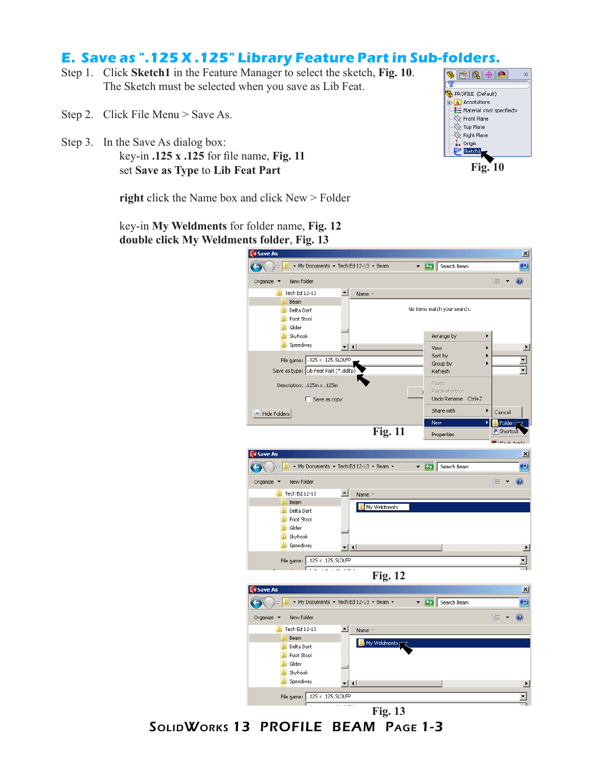## E. Save as ".125 X .125" Library Feature Part in Sub-folders.

Step 1. Click **Sketch1** in the Feature Manager to select the sketch, **Fig. 10**. The Sketch must be selected when you save as Lib Feat.

Step 2. Click File Menu > Save As.

Step 3. In the Save As dialog box:

key-in **.125 x .125** for file name, **Fig. 11**
set **Save as Type** to **Lib Feat Part**

**right** click the Name box and click New > Folder

key-in **My Weldments** for folder name, **Fig. 12**
**double click My Weldments folder**, **Fig. 13**

Fig. 10

Fig. 11

Fig. 12

Fig. 13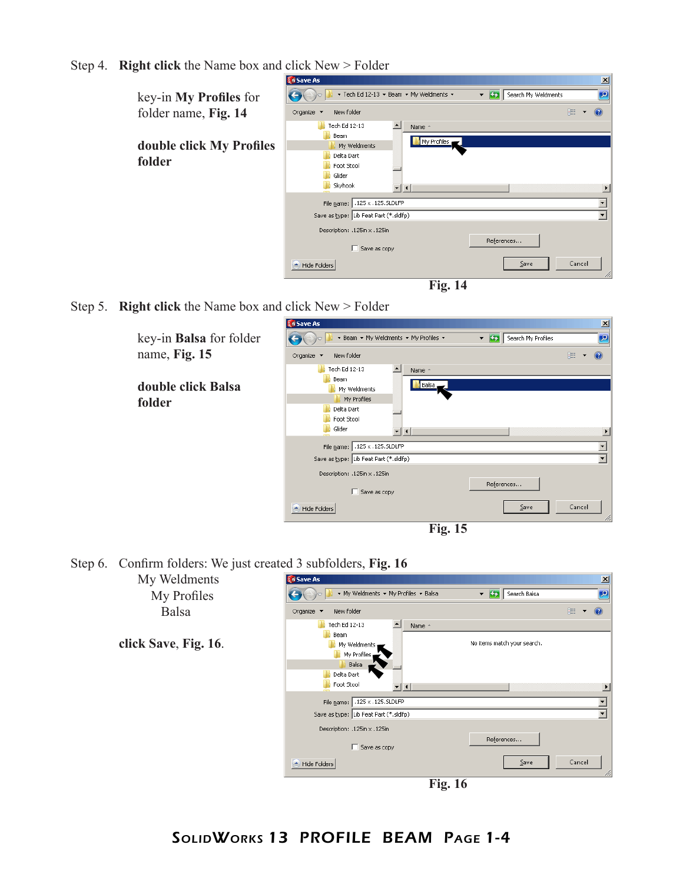Step 4. **Right click** the Name box and click New > Folder

key-in **My Profiles** for folder name, **Fig. 14**

**double click My Profiles folder**

**Fig. 14**

Step 5. **Right click** the Name box and click New > Folder

key-in **Balsa** for folder name, **Fig. 15**

**double click Balsa folder**

**Fig. 15**

Step 6. Confirm folders: We just created 3 subfolders, **Fig. 16**

My Weldments
  My Profiles
    Balsa

**click Save**, **Fig. 16**.

**Fig. 16**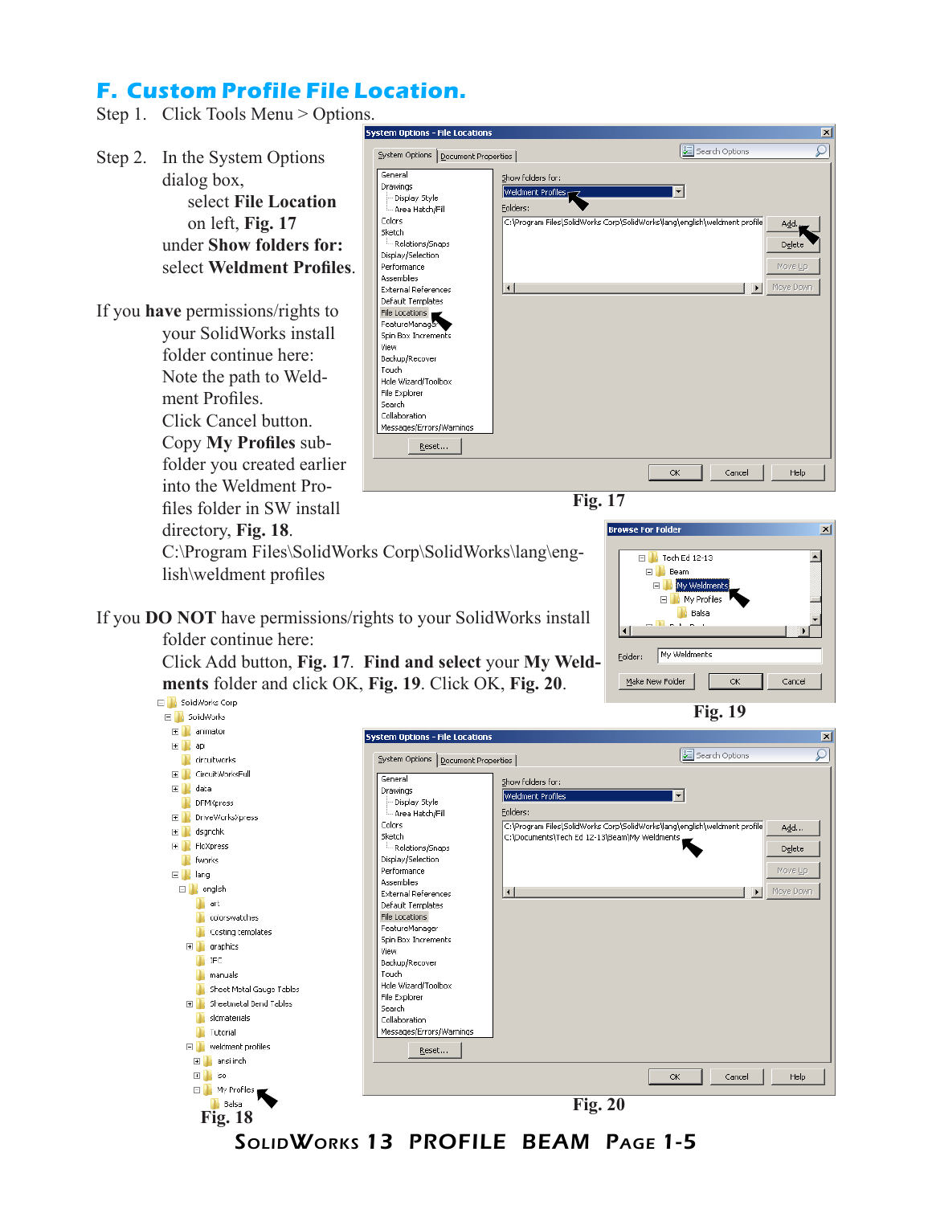## F. Custom Profile File Location.

Step 1. Click Tools Menu > Options.

Step 2. In the System Options dialog box, select **File Location** on left, **Fig. 17** under **Show folders for:** select **Weldment Profiles**.

If you **have** permissions/rights to your SolidWorks install folder continue here:
Note the path to Weldment Profiles.
Click Cancel button.
Copy **My Profiles** subfolder you created earlier into the Weldment Profiles folder in SW install directory, **Fig. 18**.
C:\Program Files\SolidWorks Corp\SolidWorks\lang\english\weldment profiles

If you **DO NOT** have permissions/rights to your SolidWorks install folder continue here:
Click Add button, **Fig. 17**. **Find and select** your **My Weldments** folder and click OK, **Fig. 19**. Click OK, **Fig. 20**.

Fig. 17

Fig. 19

Fig. 18

Fig. 20